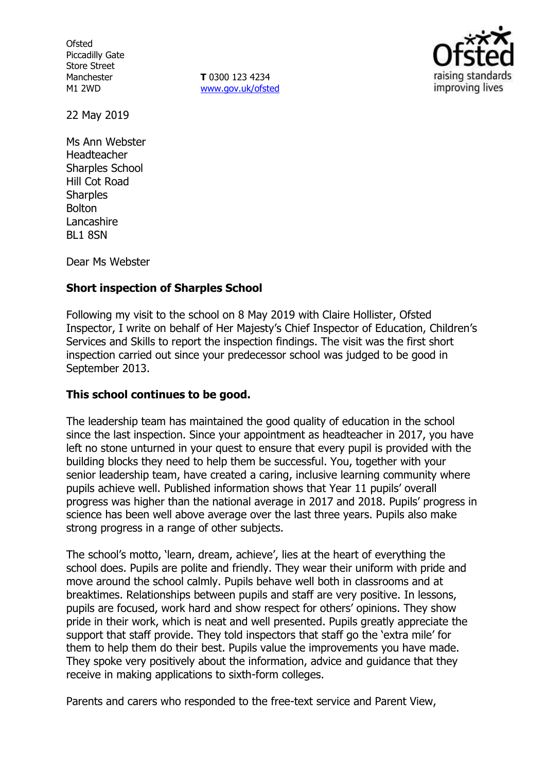Ofsted
Piccadilly Gate
Store Street
Manchester
M1 2WD

**T** 0300 123 4234
www.gov.uk/ofsted

22 May 2019

Ms Ann Webster
Headteacher
Sharples School
Hill Cot Road
Sharples
Bolton
Lancashire
BL1 8SN

Dear Ms Webster

**Short inspection of Sharples School**

Following my visit to the school on 8 May 2019 with Claire Hollister, Ofsted Inspector, I write on behalf of Her Majesty's Chief Inspector of Education, Children's Services and Skills to report the inspection findings. The visit was the first short inspection carried out since your predecessor school was judged to be good in September 2013.

**This school continues to be good.**

The leadership team has maintained the good quality of education in the school since the last inspection. Since your appointment as headteacher in 2017, you have left no stone unturned in your quest to ensure that every pupil is provided with the building blocks they need to help them be successful. You, together with your senior leadership team, have created a caring, inclusive learning community where pupils achieve well. Published information shows that Year 11 pupils' overall progress was higher than the national average in 2017 and 2018. Pupils' progress in science has been well above average over the last three years. Pupils also make strong progress in a range of other subjects.

The school's motto, 'learn, dream, achieve', lies at the heart of everything the school does. Pupils are polite and friendly. They wear their uniform with pride and move around the school calmly. Pupils behave well both in classrooms and at breaktimes. Relationships between pupils and staff are very positive. In lessons, pupils are focused, work hard and show respect for others' opinions. They show pride in their work, which is neat and well presented. Pupils greatly appreciate the support that staff provide. They told inspectors that staff go the 'extra mile' for them to help them do their best. Pupils value the improvements you have made. They spoke very positively about the information, advice and guidance that they receive in making applications to sixth-form colleges.

Parents and carers who responded to the free-text service and Parent View,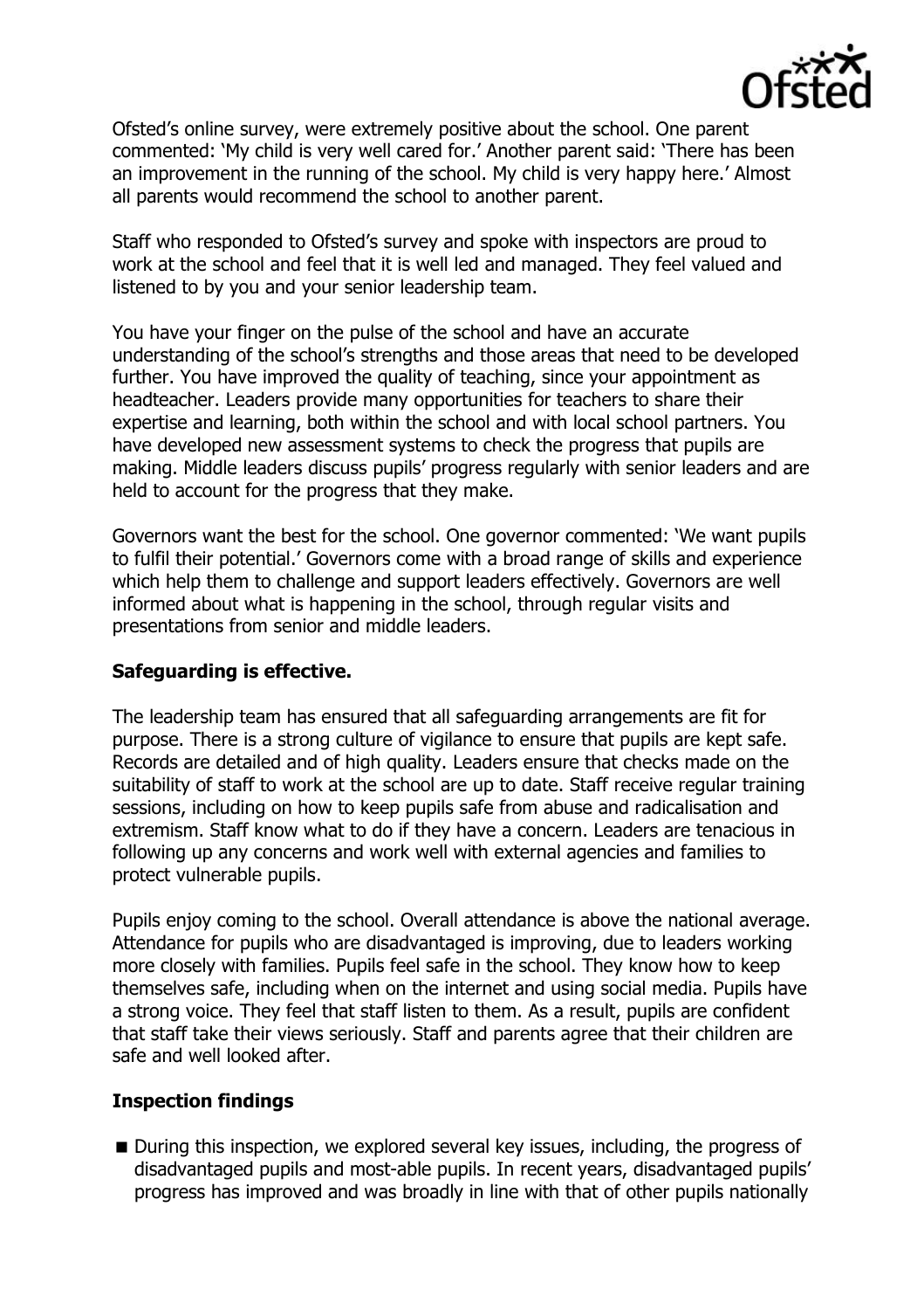Ofsted's online survey, were extremely positive about the school. One parent commented: 'My child is very well cared for.' Another parent said: 'There has been an improvement in the running of the school. My child is very happy here.' Almost all parents would recommend the school to another parent.

Staff who responded to Ofsted's survey and spoke with inspectors are proud to work at the school and feel that it is well led and managed. They feel valued and listened to by you and your senior leadership team.

You have your finger on the pulse of the school and have an accurate understanding of the school's strengths and those areas that need to be developed further. You have improved the quality of teaching, since your appointment as headteacher. Leaders provide many opportunities for teachers to share their expertise and learning, both within the school and with local school partners. You have developed new assessment systems to check the progress that pupils are making. Middle leaders discuss pupils' progress regularly with senior leaders and are held to account for the progress that they make.

Governors want the best for the school. One governor commented: 'We want pupils to fulfil their potential.' Governors come with a broad range of skills and experience which help them to challenge and support leaders effectively. Governors are well informed about what is happening in the school, through regular visits and presentations from senior and middle leaders.

## Safeguarding is effective.

The leadership team has ensured that all safeguarding arrangements are fit for purpose. There is a strong culture of vigilance to ensure that pupils are kept safe. Records are detailed and of high quality. Leaders ensure that checks made on the suitability of staff to work at the school are up to date. Staff receive regular training sessions, including on how to keep pupils safe from abuse and radicalisation and extremism. Staff know what to do if they have a concern. Leaders are tenacious in following up any concerns and work well with external agencies and families to protect vulnerable pupils.

Pupils enjoy coming to the school. Overall attendance is above the national average. Attendance for pupils who are disadvantaged is improving, due to leaders working more closely with families. Pupils feel safe in the school. They know how to keep themselves safe, including when on the internet and using social media. Pupils have a strong voice. They feel that staff listen to them. As a result, pupils are confident that staff take their views seriously. Staff and parents agree that their children are safe and well looked after.

## Inspection findings

- During this inspection, we explored several key issues, including, the progress of disadvantaged pupils and most-able pupils. In recent years, disadvantaged pupils' progress has improved and was broadly in line with that of other pupils nationally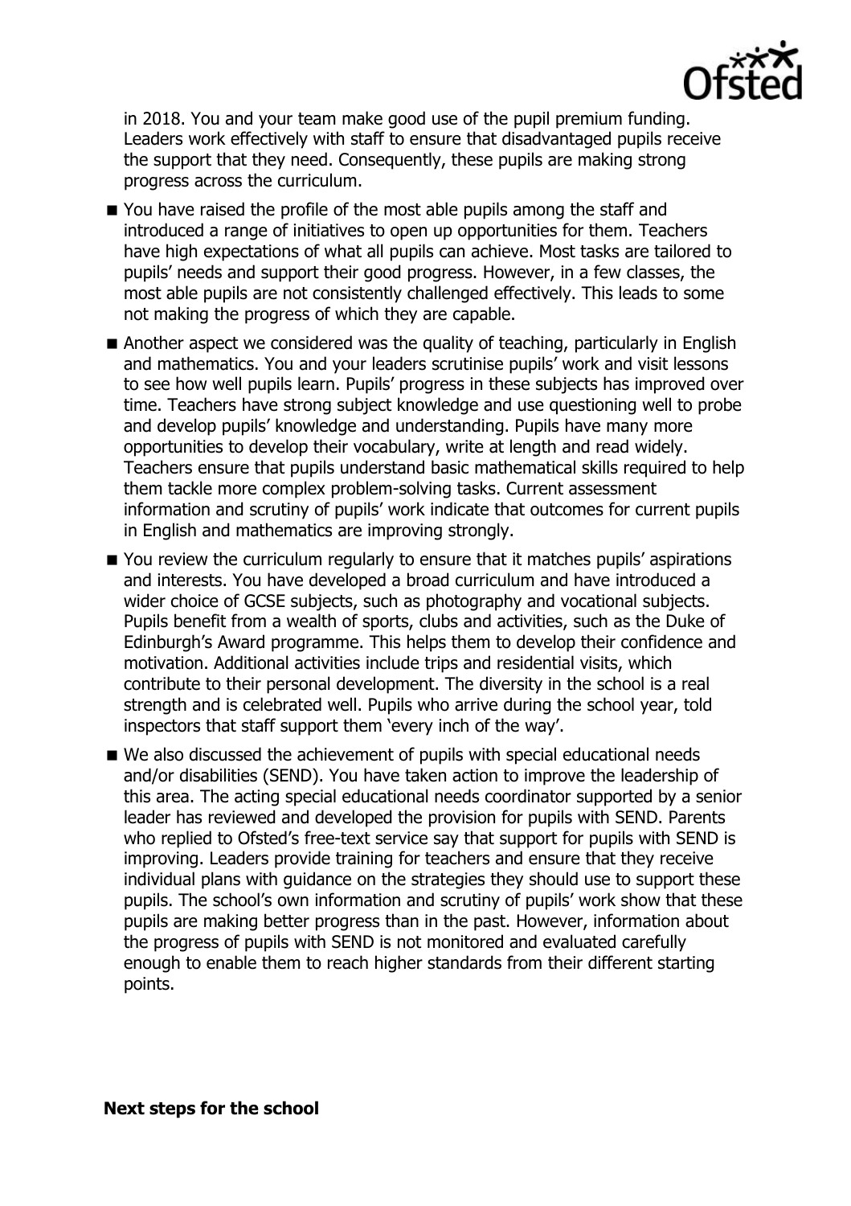in 2018. You and your team make good use of the pupil premium funding. Leaders work effectively with staff to ensure that disadvantaged pupils receive the support that they need. Consequently, these pupils are making strong progress across the curriculum.

- You have raised the profile of the most able pupils among the staff and introduced a range of initiatives to open up opportunities for them. Teachers have high expectations of what all pupils can achieve. Most tasks are tailored to pupils' needs and support their good progress. However, in a few classes, the most able pupils are not consistently challenged effectively. This leads to some not making the progress of which they are capable.
- Another aspect we considered was the quality of teaching, particularly in English and mathematics. You and your leaders scrutinise pupils' work and visit lessons to see how well pupils learn. Pupils' progress in these subjects has improved over time. Teachers have strong subject knowledge and use questioning well to probe and develop pupils' knowledge and understanding. Pupils have many more opportunities to develop their vocabulary, write at length and read widely. Teachers ensure that pupils understand basic mathematical skills required to help them tackle more complex problem-solving tasks. Current assessment information and scrutiny of pupils' work indicate that outcomes for current pupils in English and mathematics are improving strongly.
- You review the curriculum regularly to ensure that it matches pupils' aspirations and interests. You have developed a broad curriculum and have introduced a wider choice of GCSE subjects, such as photography and vocational subjects. Pupils benefit from a wealth of sports, clubs and activities, such as the Duke of Edinburgh's Award programme. This helps them to develop their confidence and motivation. Additional activities include trips and residential visits, which contribute to their personal development. The diversity in the school is a real strength and is celebrated well. Pupils who arrive during the school year, told inspectors that staff support them 'every inch of the way'.
- We also discussed the achievement of pupils with special educational needs and/or disabilities (SEND). You have taken action to improve the leadership of this area. The acting special educational needs coordinator supported by a senior leader has reviewed and developed the provision for pupils with SEND. Parents who replied to Ofsted's free-text service say that support for pupils with SEND is improving. Leaders provide training for teachers and ensure that they receive individual plans with guidance on the strategies they should use to support these pupils. The school's own information and scrutiny of pupils' work show that these pupils are making better progress than in the past. However, information about the progress of pupils with SEND is not monitored and evaluated carefully enough to enable them to reach higher standards from their different starting points.

**Next steps for the school**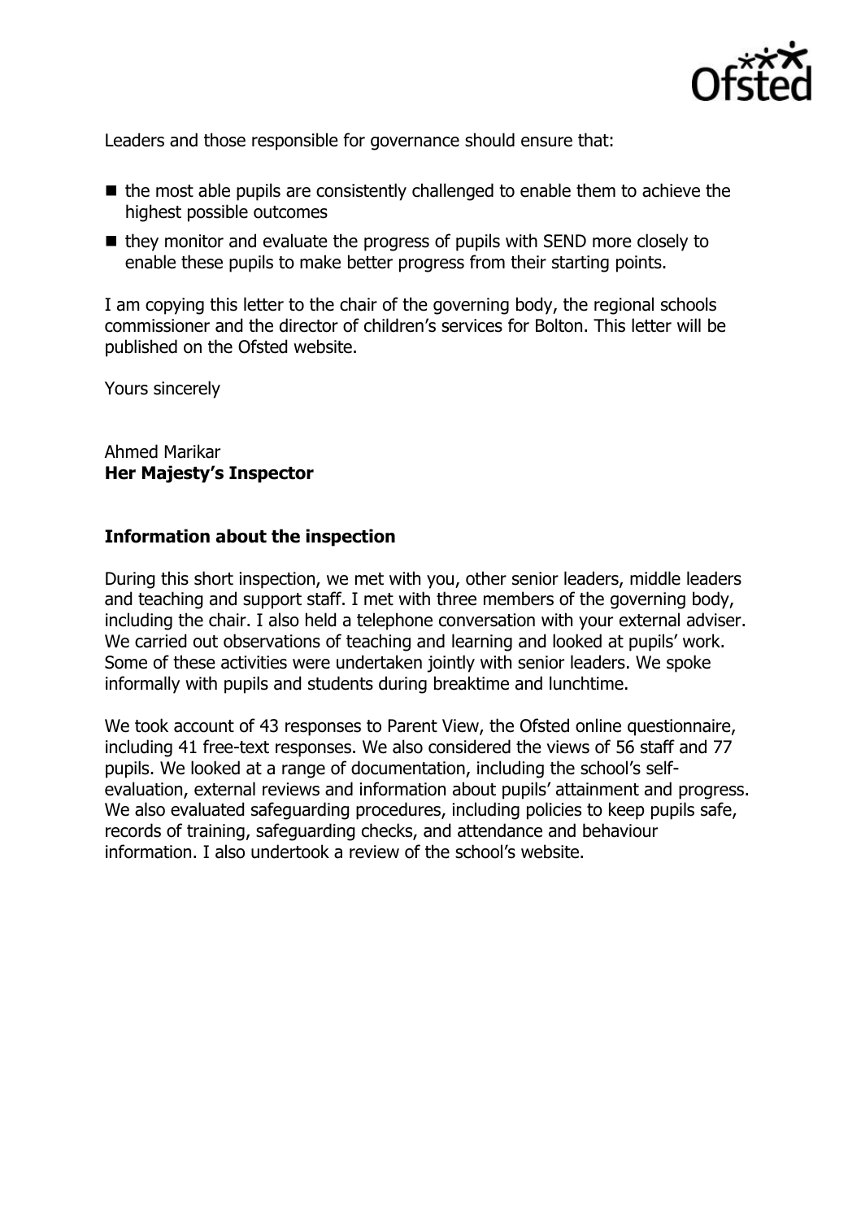Leaders and those responsible for governance should ensure that:

- the most able pupils are consistently challenged to enable them to achieve the highest possible outcomes
- they monitor and evaluate the progress of pupils with SEND more closely to enable these pupils to make better progress from their starting points.

I am copying this letter to the chair of the governing body, the regional schools commissioner and the director of children's services for Bolton. This letter will be published on the Ofsted website.

Yours sincerely

Ahmed Marikar
**Her Majesty's Inspector**

## Information about the inspection

During this short inspection, we met with you, other senior leaders, middle leaders and teaching and support staff. I met with three members of the governing body, including the chair. I also held a telephone conversation with your external adviser. We carried out observations of teaching and learning and looked at pupils' work. Some of these activities were undertaken jointly with senior leaders. We spoke informally with pupils and students during breaktime and lunchtime.

We took account of 43 responses to Parent View, the Ofsted online questionnaire, including 41 free-text responses. We also considered the views of 56 staff and 77 pupils. We looked at a range of documentation, including the school's self-evaluation, external reviews and information about pupils' attainment and progress. We also evaluated safeguarding procedures, including policies to keep pupils safe, records of training, safeguarding checks, and attendance and behaviour information. I also undertook a review of the school's website.